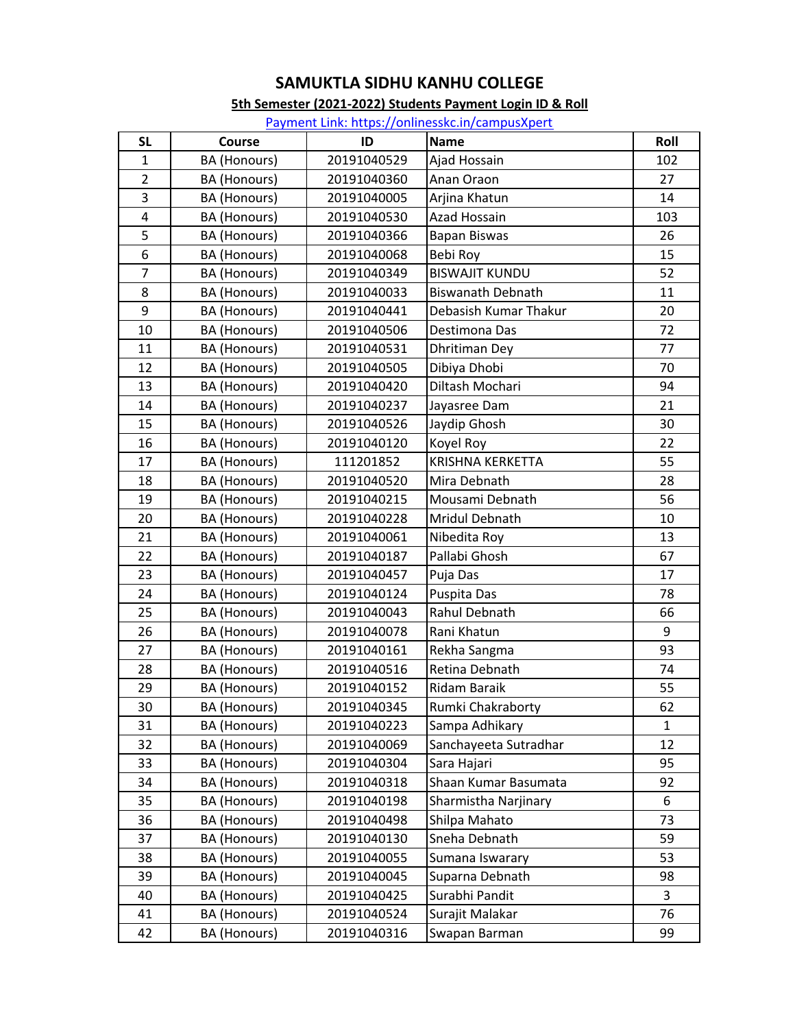# SAMUKTLA SIDHU KANHU COLLEGE

## 5th Semester (2021-2022) Students Payment Login ID & Roll

Payment Link: https://onlinesskc.in/campusXpert

| SL | Course | ID | Name | Roll |
|---|---|---|---|---|
| 1 | BA (Honours) | 20191040529 | Ajad Hossain | 102 |
| 2 | BA (Honours) | 20191040360 | Anan Oraon | 27 |
| 3 | BA (Honours) | 20191040005 | Arjina Khatun | 14 |
| 4 | BA (Honours) | 20191040530 | Azad Hossain | 103 |
| 5 | BA (Honours) | 20191040366 | Bapan Biswas | 26 |
| 6 | BA (Honours) | 20191040068 | Bebi Roy | 15 |
| 7 | BA (Honours) | 20191040349 | BISWAJIT KUNDU | 52 |
| 8 | BA (Honours) | 20191040033 | Biswanath Debnath | 11 |
| 9 | BA (Honours) | 20191040441 | Debasish Kumar Thakur | 20 |
| 10 | BA (Honours) | 20191040506 | Destimona Das | 72 |
| 11 | BA (Honours) | 20191040531 | Dhritiman Dey | 77 |
| 12 | BA (Honours) | 20191040505 | Dibiya Dhobi | 70 |
| 13 | BA (Honours) | 20191040420 | Diltash Mochari | 94 |
| 14 | BA (Honours) | 20191040237 | Jayasree Dam | 21 |
| 15 | BA (Honours) | 20191040526 | Jaydip Ghosh | 30 |
| 16 | BA (Honours) | 20191040120 | Koyel Roy | 22 |
| 17 | BA (Honours) | 111201852 | KRISHNA KERKETTA | 55 |
| 18 | BA (Honours) | 20191040520 | Mira Debnath | 28 |
| 19 | BA (Honours) | 20191040215 | Mousami Debnath | 56 |
| 20 | BA (Honours) | 20191040228 | Mridul Debnath | 10 |
| 21 | BA (Honours) | 20191040061 | Nibedita Roy | 13 |
| 22 | BA (Honours) | 20191040187 | Pallabi Ghosh | 67 |
| 23 | BA (Honours) | 20191040457 | Puja Das | 17 |
| 24 | BA (Honours) | 20191040124 | Puspita Das | 78 |
| 25 | BA (Honours) | 20191040043 | Rahul Debnath | 66 |
| 26 | BA (Honours) | 20191040078 | Rani Khatun | 9 |
| 27 | BA (Honours) | 20191040161 | Rekha Sangma | 93 |
| 28 | BA (Honours) | 20191040516 | Retina Debnath | 74 |
| 29 | BA (Honours) | 20191040152 | Ridam Baraik | 55 |
| 30 | BA (Honours) | 20191040345 | Rumki Chakraborty | 62 |
| 31 | BA (Honours) | 20191040223 | Sampa Adhikary | 1 |
| 32 | BA (Honours) | 20191040069 | Sanchayeeta Sutradhar | 12 |
| 33 | BA (Honours) | 20191040304 | Sara Hajari | 95 |
| 34 | BA (Honours) | 20191040318 | Shaan Kumar Basumata | 92 |
| 35 | BA (Honours) | 20191040198 | Sharmistha Narjinary | 6 |
| 36 | BA (Honours) | 20191040498 | Shilpa Mahato | 73 |
| 37 | BA (Honours) | 20191040130 | Sneha Debnath | 59 |
| 38 | BA (Honours) | 20191040055 | Sumana Iswarary | 53 |
| 39 | BA (Honours) | 20191040045 | Suparna Debnath | 98 |
| 40 | BA (Honours) | 20191040425 | Surabhi Pandit | 3 |
| 41 | BA (Honours) | 20191040524 | Surajit Malakar | 76 |
| 42 | BA (Honours) | 20191040316 | Swapan Barman | 99 |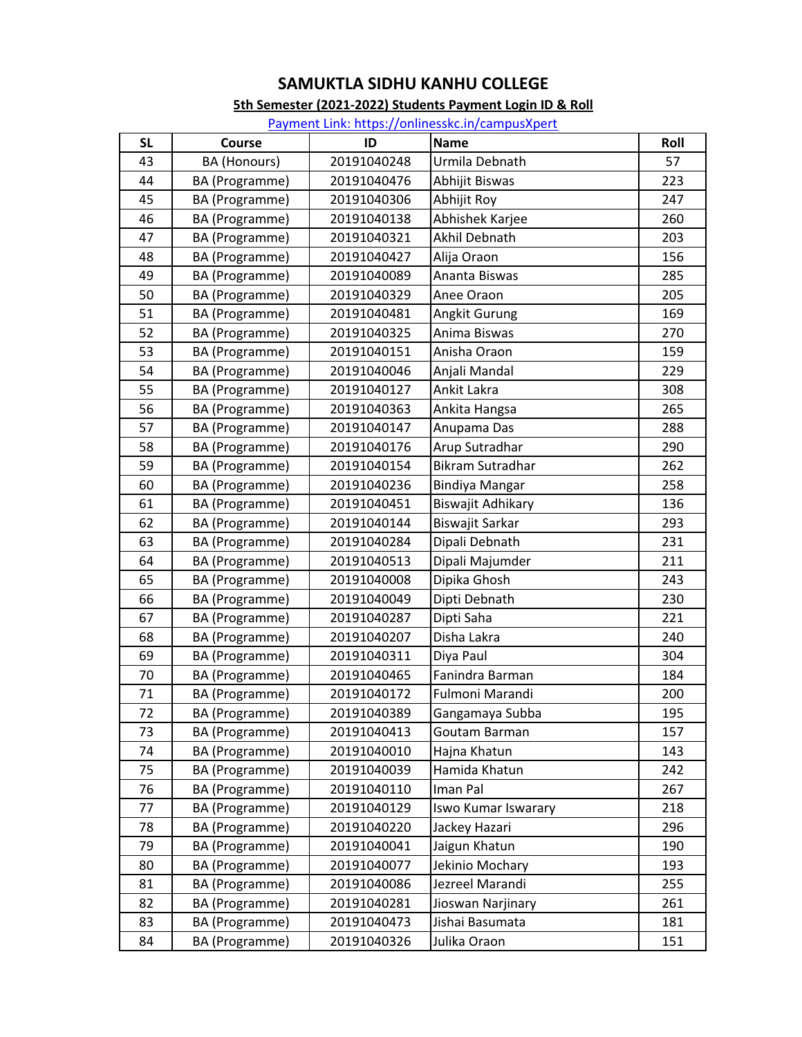# SAMUKTLA SIDHU KANHU COLLEGE

**5th Semester (2021-2022) Students Payment Login ID & Roll**

Payment Link: https://onlinesskc.in/campusXpert

| SL | Course | ID | Name | Roll |
|---|---|---|---|---|
| 43 | BA (Honours) | 20191040248 | Urmila Debnath | 57 |
| 44 | BA (Programme) | 20191040476 | Abhijit Biswas | 223 |
| 45 | BA (Programme) | 20191040306 | Abhijit Roy | 247 |
| 46 | BA (Programme) | 20191040138 | Abhishek Karjee | 260 |
| 47 | BA (Programme) | 20191040321 | Akhil Debnath | 203 |
| 48 | BA (Programme) | 20191040427 | Alija Oraon | 156 |
| 49 | BA (Programme) | 20191040089 | Ananta Biswas | 285 |
| 50 | BA (Programme) | 20191040329 | Anee Oraon | 205 |
| 51 | BA (Programme) | 20191040481 | Angkit Gurung | 169 |
| 52 | BA (Programme) | 20191040325 | Anima Biswas | 270 |
| 53 | BA (Programme) | 20191040151 | Anisha Oraon | 159 |
| 54 | BA (Programme) | 20191040046 | Anjali Mandal | 229 |
| 55 | BA (Programme) | 20191040127 | Ankit Lakra | 308 |
| 56 | BA (Programme) | 20191040363 | Ankita Hangsa | 265 |
| 57 | BA (Programme) | 20191040147 | Anupama Das | 288 |
| 58 | BA (Programme) | 20191040176 | Arup Sutradhar | 290 |
| 59 | BA (Programme) | 20191040154 | Bikram Sutradhar | 262 |
| 60 | BA (Programme) | 20191040236 | Bindiya Mangar | 258 |
| 61 | BA (Programme) | 20191040451 | Biswajit Adhikary | 136 |
| 62 | BA (Programme) | 20191040144 | Biswajit Sarkar | 293 |
| 63 | BA (Programme) | 20191040284 | Dipali Debnath | 231 |
| 64 | BA (Programme) | 20191040513 | Dipali Majumder | 211 |
| 65 | BA (Programme) | 20191040008 | Dipika Ghosh | 243 |
| 66 | BA (Programme) | 20191040049 | Dipti Debnath | 230 |
| 67 | BA (Programme) | 20191040287 | Dipti Saha | 221 |
| 68 | BA (Programme) | 20191040207 | Disha Lakra | 240 |
| 69 | BA (Programme) | 20191040311 | Diya Paul | 304 |
| 70 | BA (Programme) | 20191040465 | Fanindra Barman | 184 |
| 71 | BA (Programme) | 20191040172 | Fulmoni Marandi | 200 |
| 72 | BA (Programme) | 20191040389 | Gangamaya Subba | 195 |
| 73 | BA (Programme) | 20191040413 | Goutam Barman | 157 |
| 74 | BA (Programme) | 20191040010 | Hajna Khatun | 143 |
| 75 | BA (Programme) | 20191040039 | Hamida Khatun | 242 |
| 76 | BA (Programme) | 20191040110 | Iman Pal | 267 |
| 77 | BA (Programme) | 20191040129 | Iswo Kumar Iswarary | 218 |
| 78 | BA (Programme) | 20191040220 | Jackey Hazari | 296 |
| 79 | BA (Programme) | 20191040041 | Jaigun Khatun | 190 |
| 80 | BA (Programme) | 20191040077 | Jekinio Mochary | 193 |
| 81 | BA (Programme) | 20191040086 | Jezreel Marandi | 255 |
| 82 | BA (Programme) | 20191040281 | Jioswan Narjinary | 261 |
| 83 | BA (Programme) | 20191040473 | Jishai Basumata | 181 |
| 84 | BA (Programme) | 20191040326 | Julika Oraon | 151 |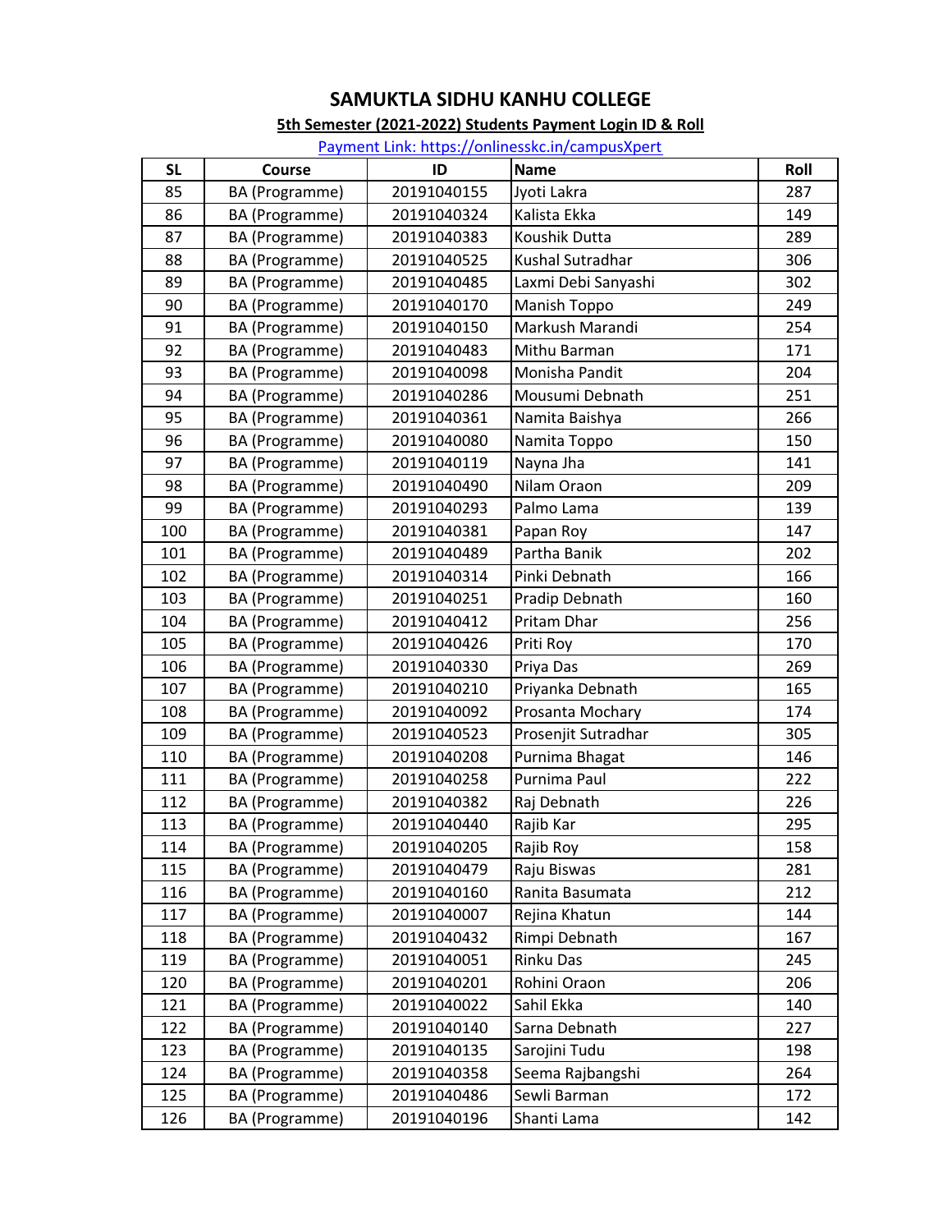# SAMUKTLA SIDHU KANHU COLLEGE

**5th Semester (2021-2022) Students Payment Login ID & Roll**

Payment Link: https://onlinesskc.in/campusXpert

| SL | Course | ID | Name | Roll |
|---|---|---|---|---|
| 85 | BA (Programme) | 20191040155 | Jyoti Lakra | 287 |
| 86 | BA (Programme) | 20191040324 | Kalista Ekka | 149 |
| 87 | BA (Programme) | 20191040383 | Koushik Dutta | 289 |
| 88 | BA (Programme) | 20191040525 | Kushal Sutradhar | 306 |
| 89 | BA (Programme) | 20191040485 | Laxmi Debi Sanyashi | 302 |
| 90 | BA (Programme) | 20191040170 | Manish Toppo | 249 |
| 91 | BA (Programme) | 20191040150 | Markush Marandi | 254 |
| 92 | BA (Programme) | 20191040483 | Mithu Barman | 171 |
| 93 | BA (Programme) | 20191040098 | Monisha Pandit | 204 |
| 94 | BA (Programme) | 20191040286 | Mousumi Debnath | 251 |
| 95 | BA (Programme) | 20191040361 | Namita Baishya | 266 |
| 96 | BA (Programme) | 20191040080 | Namita Toppo | 150 |
| 97 | BA (Programme) | 20191040119 | Nayna Jha | 141 |
| 98 | BA (Programme) | 20191040490 | Nilam Oraon | 209 |
| 99 | BA (Programme) | 20191040293 | Palmo Lama | 139 |
| 100 | BA (Programme) | 20191040381 | Papan Roy | 147 |
| 101 | BA (Programme) | 20191040489 | Partha Banik | 202 |
| 102 | BA (Programme) | 20191040314 | Pinki Debnath | 166 |
| 103 | BA (Programme) | 20191040251 | Pradip Debnath | 160 |
| 104 | BA (Programme) | 20191040412 | Pritam Dhar | 256 |
| 105 | BA (Programme) | 20191040426 | Priti Roy | 170 |
| 106 | BA (Programme) | 20191040330 | Priya Das | 269 |
| 107 | BA (Programme) | 20191040210 | Priyanka Debnath | 165 |
| 108 | BA (Programme) | 20191040092 | Prosanta Mochary | 174 |
| 109 | BA (Programme) | 20191040523 | Prosenjit Sutradhar | 305 |
| 110 | BA (Programme) | 20191040208 | Purnima Bhagat | 146 |
| 111 | BA (Programme) | 20191040258 | Purnima Paul | 222 |
| 112 | BA (Programme) | 20191040382 | Raj Debnath | 226 |
| 113 | BA (Programme) | 20191040440 | Rajib Kar | 295 |
| 114 | BA (Programme) | 20191040205 | Rajib Roy | 158 |
| 115 | BA (Programme) | 20191040479 | Raju Biswas | 281 |
| 116 | BA (Programme) | 20191040160 | Ranita Basumata | 212 |
| 117 | BA (Programme) | 20191040007 | Rejina Khatun | 144 |
| 118 | BA (Programme) | 20191040432 | Rimpi Debnath | 167 |
| 119 | BA (Programme) | 20191040051 | Rinku Das | 245 |
| 120 | BA (Programme) | 20191040201 | Rohini Oraon | 206 |
| 121 | BA (Programme) | 20191040022 | Sahil Ekka | 140 |
| 122 | BA (Programme) | 20191040140 | Sarna Debnath | 227 |
| 123 | BA (Programme) | 20191040135 | Sarojini Tudu | 198 |
| 124 | BA (Programme) | 20191040358 | Seema Rajbangshi | 264 |
| 125 | BA (Programme) | 20191040486 | Sewli Barman | 172 |
| 126 | BA (Programme) | 20191040196 | Shanti Lama | 142 |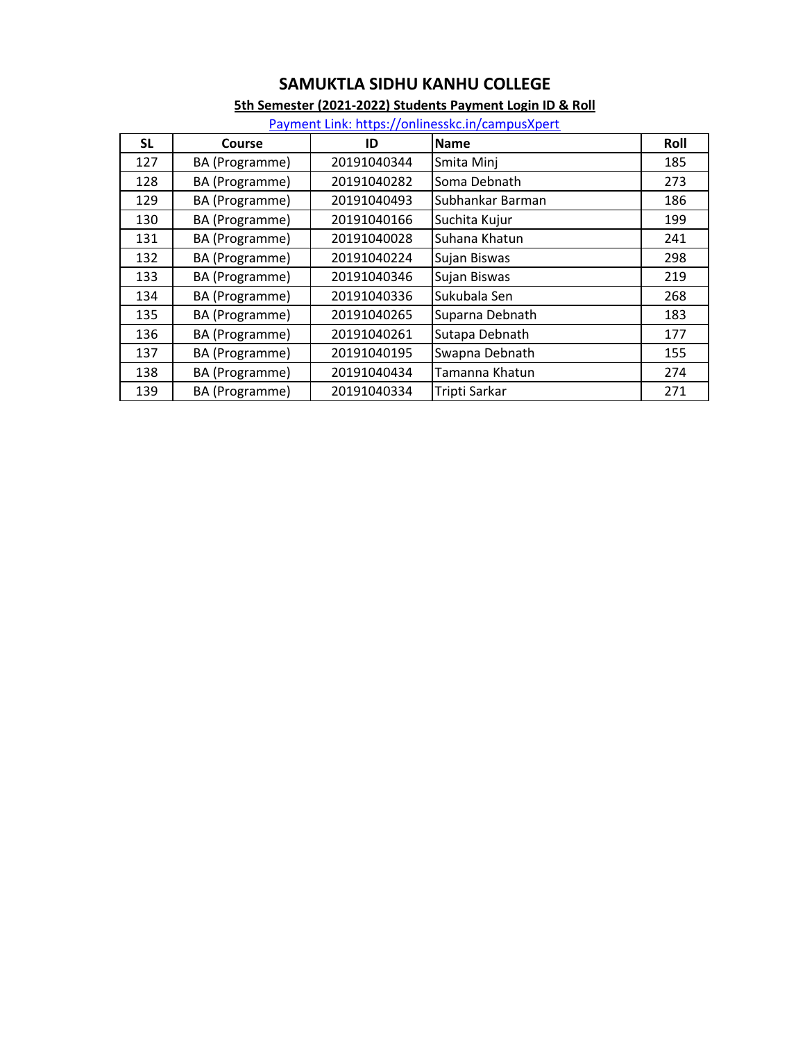# SAMUKTLA SIDHU KANHU COLLEGE

**5th Semester (2021-2022) Students Payment Login ID & Roll**

Payment Link: https://onlinesskc.in/campusXpert

| SL | Course | ID | Name | Roll |
|---|---|---|---|---|
| 127 | BA (Programme) | 20191040344 | Smita Minj | 185 |
| 128 | BA (Programme) | 20191040282 | Soma Debnath | 273 |
| 129 | BA (Programme) | 20191040493 | Subhankar Barman | 186 |
| 130 | BA (Programme) | 20191040166 | Suchita Kujur | 199 |
| 131 | BA (Programme) | 20191040028 | Suhana Khatun | 241 |
| 132 | BA (Programme) | 20191040224 | Sujan Biswas | 298 |
| 133 | BA (Programme) | 20191040346 | Sujan Biswas | 219 |
| 134 | BA (Programme) | 20191040336 | Sukubala Sen | 268 |
| 135 | BA (Programme) | 20191040265 | Suparna Debnath | 183 |
| 136 | BA (Programme) | 20191040261 | Sutapa Debnath | 177 |
| 137 | BA (Programme) | 20191040195 | Swapna Debnath | 155 |
| 138 | BA (Programme) | 20191040434 | Tamanna Khatun | 274 |
| 139 | BA (Programme) | 20191040334 | Tripti Sarkar | 271 |